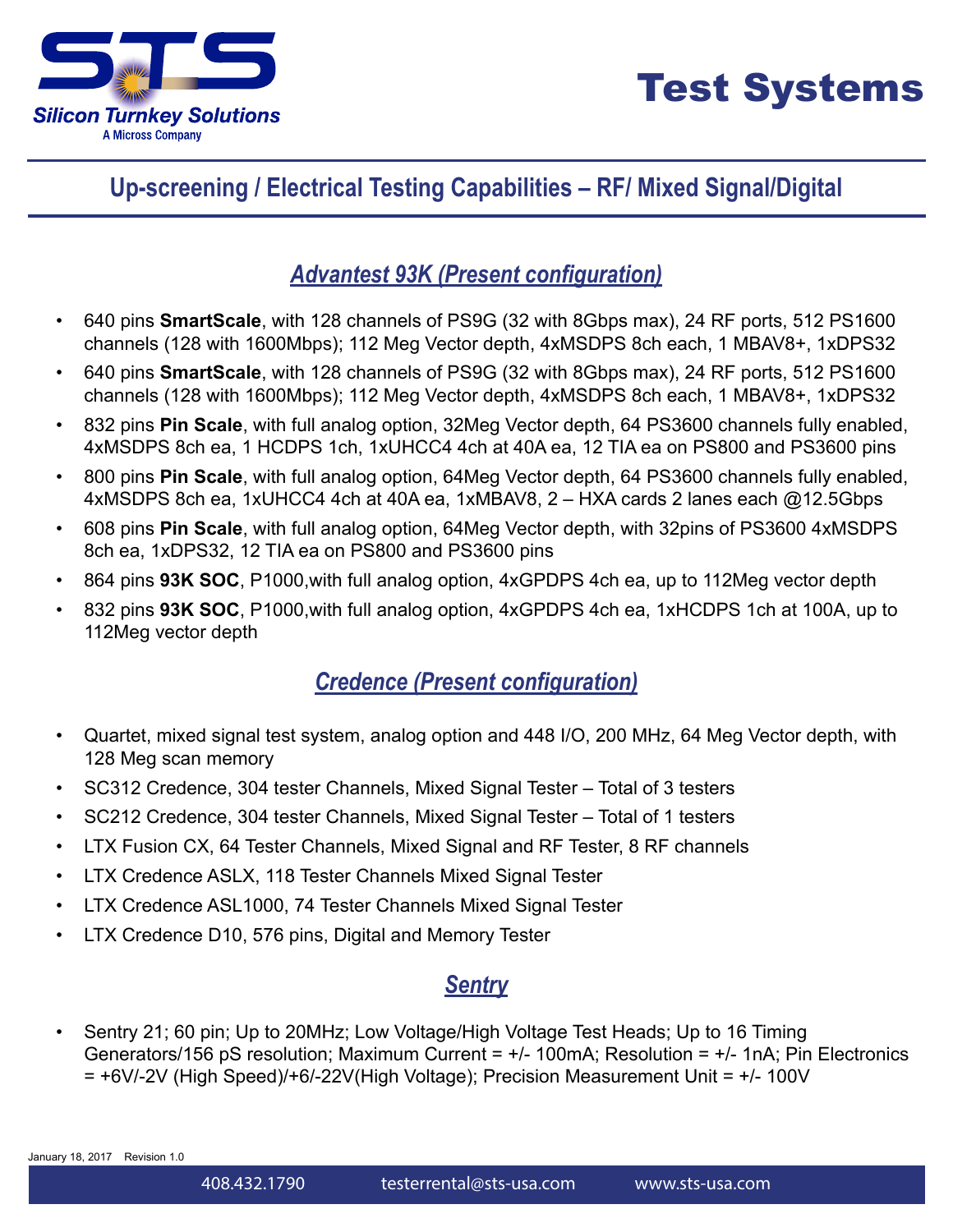# Test Systems

Silicon Turnkey Solutions
A Micross Company

## Up-screening / Electrical Testing Capabilities – RF/ Mixed Signal/Digital

### *Advantest 93K (Present configuration)*

- 640 pins **SmartScale**, with 128 channels of PS9G (32 with 8Gbps max), 24 RF ports, 512 PS1600 channels (128 with 1600Mbps); 112 Meg Vector depth, 4xMSDPS 8ch each, 1 MBAV8+, 1xDPS32
- 640 pins **SmartScale**, with 128 channels of PS9G (32 with 8Gbps max), 24 RF ports, 512 PS1600 channels (128 with 1600Mbps); 112 Meg Vector depth, 4xMSDPS 8ch each, 1 MBAV8+, 1xDPS32
- 832 pins **Pin Scale**, with full analog option, 32Meg Vector depth, 64 PS3600 channels fully enabled, 4xMSDPS 8ch ea, 1 HCDPS 1ch, 1xUHCC4 4ch at 40A ea, 12 TIA ea on PS800 and PS3600 pins
- 800 pins **Pin Scale**, with full analog option, 64Meg Vector depth, 64 PS3600 channels fully enabled, 4xMSDPS 8ch ea, 1xUHCC4 4ch at 40A ea, 1xMBAV8, 2 – HXA cards 2 lanes each @12.5Gbps
- 608 pins **Pin Scale**, with full analog option, 64Meg Vector depth, with 32pins of PS3600 4xMSDPS 8ch ea, 1xDPS32, 12 TIA ea on PS800 and PS3600 pins
- 864 pins **93K SOC**, P1000,with full analog option, 4xGPDPS 4ch ea, up to 112Meg vector depth
- 832 pins **93K SOC**, P1000,with full analog option, 4xGPDPS 4ch ea, 1xHCDPS 1ch at 100A, up to 112Meg vector depth

### *Credence (Present configuration)*

- Quartet, mixed signal test system, analog option and 448 I/O, 200 MHz, 64 Meg Vector depth, with 128 Meg scan memory
- SC312 Credence, 304 tester Channels, Mixed Signal Tester – Total of 3 testers
- SC212 Credence, 304 tester Channels, Mixed Signal Tester – Total of 1 testers
- LTX Fusion CX, 64 Tester Channels, Mixed Signal and RF Tester, 8 RF channels
- LTX Credence ASLX, 118 Tester Channels Mixed Signal Tester
- LTX Credence ASL1000, 74 Tester Channels Mixed Signal Tester
- LTX Credence D10, 576 pins, Digital and Memory Tester

### *Sentry*

- Sentry 21; 60 pin; Up to 20MHz; Low Voltage/High Voltage Test Heads; Up to 16 Timing Generators/156 pS resolution; Maximum Current = +/- 100mA; Resolution = +/- 1nA; Pin Electronics = +6V/-2V (High Speed)/+6/-22V(High Voltage); Precision Measurement Unit = +/- 100V

January 18, 2017 Revision 1.0

408.432.1790 testerrental@sts-usa.com www.sts-usa.com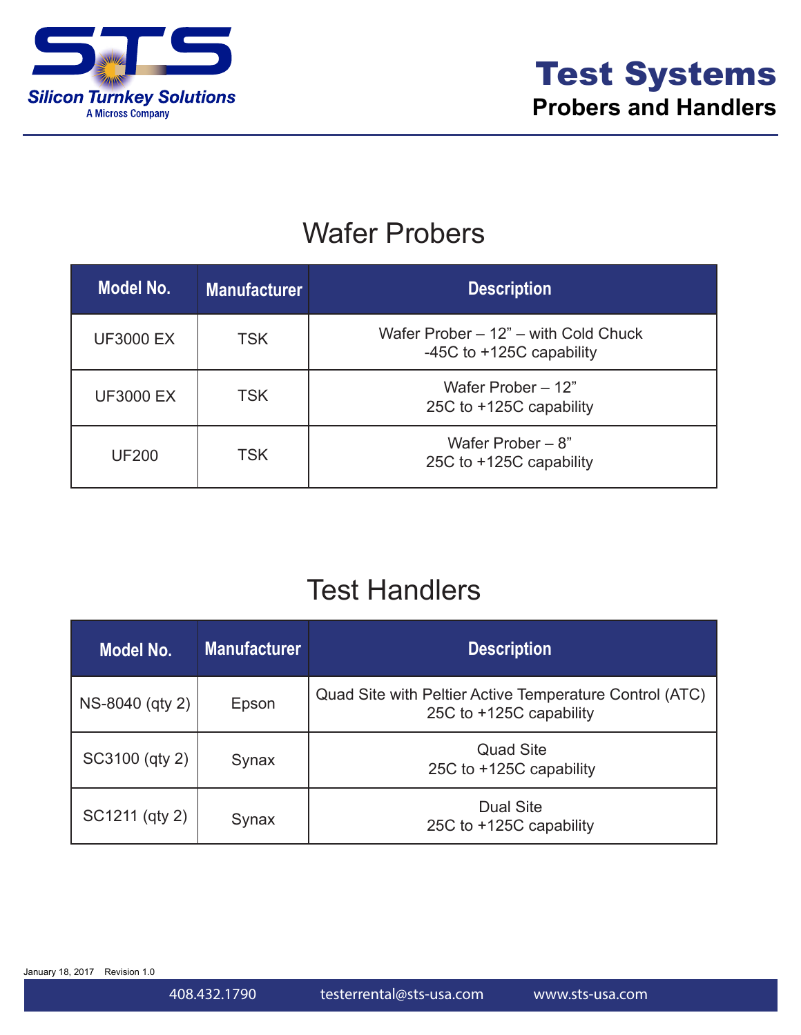# Test Systems
## Probers and Handlers

## Wafer Probers

| Model No. | Manufacturer | Description |
|---|---|---|
| UF3000 EX | TSK | Wafer Prober – 12" – with Cold Chuck<br>-45C to +125C capability |
| UF3000 EX | TSK | Wafer Prober – 12"<br>25C to +125C capability |
| UF200 | TSK | Wafer Prober – 8"<br>25C to +125C capability |

## Test Handlers

| Model No. | Manufacturer | Description |
|---|---|---|
| NS-8040 (qty 2) | Epson | Quad Site with Peltier Active Temperature Control (ATC)<br>25C to +125C capability |
| SC3100 (qty 2) | Synax | Quad Site<br>25C to +125C capability |
| SC1211 (qty 2) | Synax | Dual Site<br>25C to +125C capability |

January 18, 2017 Revision 1.0

408.432.1790 testerrental@sts-usa.com www.sts-usa.com